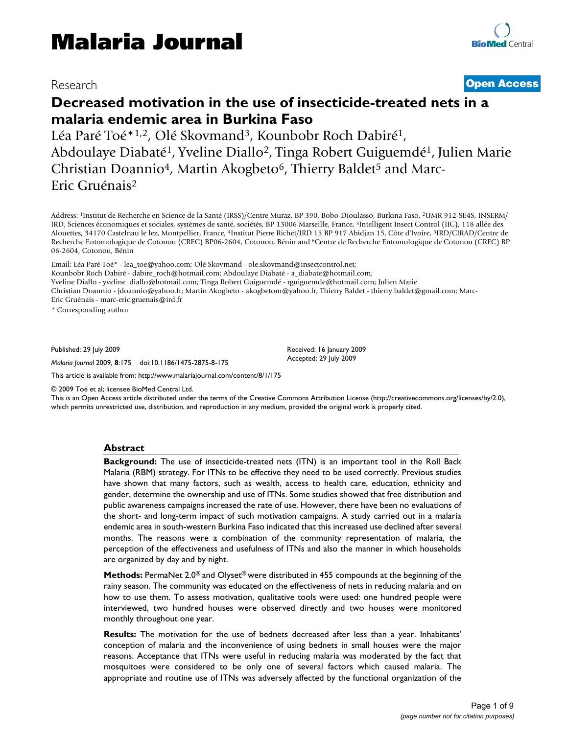Malaria Journal

Research

Open Access

# Decreased motivation in the use of insecticide-treated nets in a malaria endemic area in Burkina Faso

Léa Paré Toé*[1,2], Olé Skovmand[3], Kounbobr Roch Dabiré[1], Abdoulaye Diabaté[1], Yveline Diallo[2], Tinga Robert Guiguemdé[1], Julien Marie Christian Doannio[4], Martin Akogbeto[6], Thierry Baldet[5] and Marc-Eric Gruénais[2]

Address: [1]Institut de Recherche en Science de la Santé (IRSS)/Centre Muraz, BP 390, Bobo-Dioulasso, Burkina Faso, [2]UMR 912-SE4S, INSERM/IRD, Sciences économiques et sociales, systèmes de santé, sociétés, BP 13006 Marseille, France, [3]Intelligent Insect Control (IIC), 118 allée des Alouettes, 34170 Castelnau le lez, Montpellier, France, [4]Institut Pierre Richet/IRD 15 BP 917 Abidjan 15, Côte d'Ivoire, [5]IRD/CIRAD/Centre de Recherche Entomologique de Cotonou (CREC) BP06-2604, Cotonou, Bénin and [6]Centre de Recherche Entomologique de Cotonou (CREC) BP 06-2604, Cotonou, Bénin

Email: Léa Paré Toé* - lea_toe@yahoo.com; Olé Skovmand - ole.skovmand@insectcontrol.net; Kounbobr Roch Dabiré - dabire_roch@hotmail.com; Abdoulaye Diabaté - a_diabate@hotmail.com; Yveline Diallo - yveline_diallo@hotmail.com; Tinga Robert Guiguemdé - rguiguemde@hotmail.com; Julien Marie Christian Doannio - jdoannio@yahoo.fr; Martin Akogbeto - akogbetom@yahoo.fr; Thierry Baldet - thierry.baldet@gmail.com; Marc-Eric Gruénais - marc-eric.gruenais@ird.fr

\* Corresponding author

Published: 29 July 2009

*Malaria Journal* 2009, **8**:175 doi:10.1186/1475-2875-8-175

Received: 16 January 2009
Accepted: 29 July 2009

This article is available from: http://www.malariajournal.com/content/8/1/175

© 2009 Toé et al; licensee BioMed Central Ltd.
This is an Open Access article distributed under the terms of the Creative Commons Attribution License (http://creativecommons.org/licenses/by/2.0), which permits unrestricted use, distribution, and reproduction in any medium, provided the original work is properly cited.

## Abstract

**Background:** The use of insecticide-treated nets (ITN) is an important tool in the Roll Back Malaria (RBM) strategy. For ITNs to be effective they need to be used correctly. Previous studies have shown that many factors, such as wealth, access to health care, education, ethnicity and gender, determine the ownership and use of ITNs. Some studies showed that free distribution and public awareness campaigns increased the rate of use. However, there have been no evaluations of the short- and long-term impact of such motivation campaigns. A study carried out in a malaria endemic area in south-western Burkina Faso indicated that this increased use declined after several months. The reasons were a combination of the community representation of malaria, the perception of the effectiveness and usefulness of ITNs and also the manner in which households are organized by day and by night.

**Methods:** PermaNet 2.0® and Olyset® were distributed in 455 compounds at the beginning of the rainy season. The community was educated on the effectiveness of nets in reducing malaria and on how to use them. To assess motivation, qualitative tools were used: one hundred people were interviewed, two hundred houses were observed directly and two houses were monitored monthly throughout one year.

**Results:** The motivation for the use of bednets decreased after less than a year. Inhabitants' conception of malaria and the inconvenience of using bednets in small houses were the major reasons. Acceptance that ITNs were useful in reducing malaria was moderated by the fact that mosquitoes were considered to be only one of several factors which caused malaria. The appropriate and routine use of ITNs was adversely affected by the functional organization of the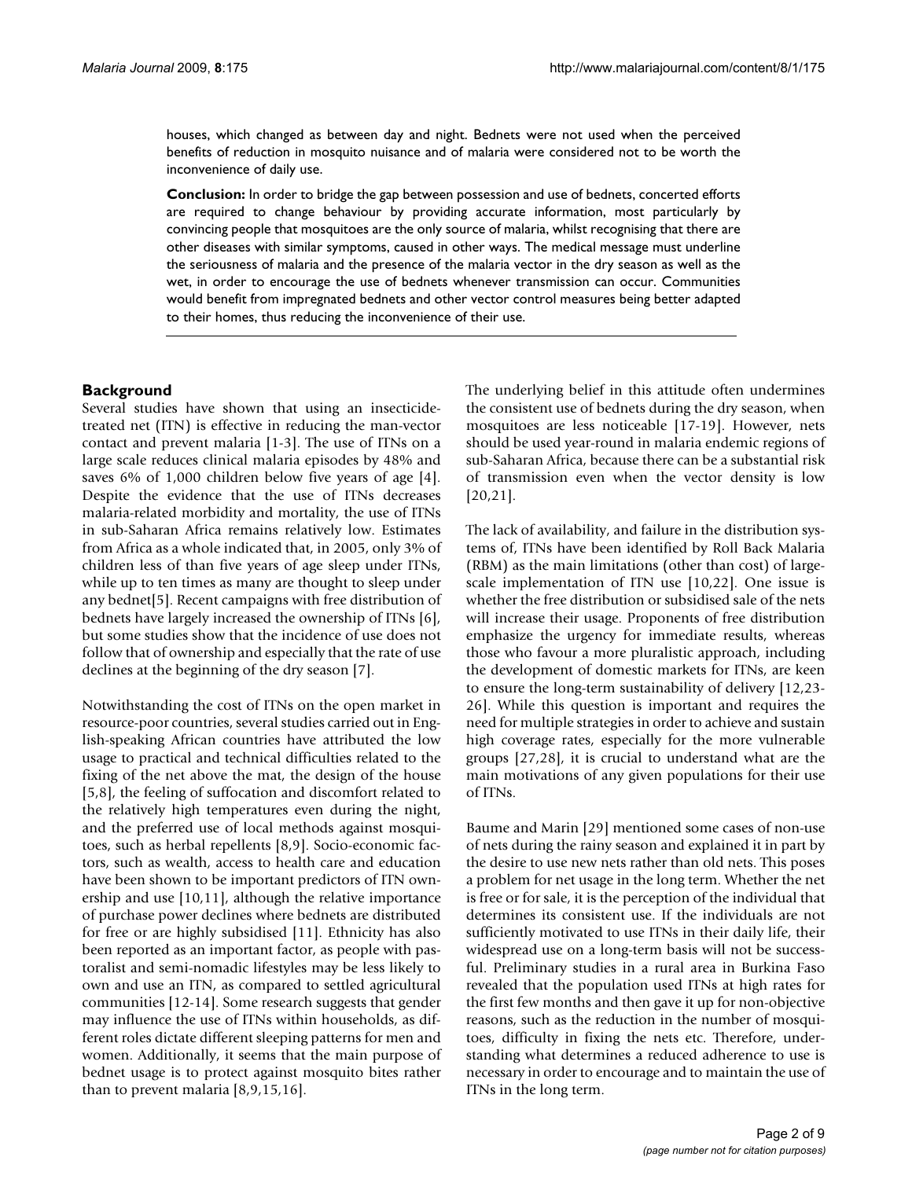houses, which changed as between day and night. Bednets were not used when the perceived benefits of reduction in mosquito nuisance and of malaria were considered not to be worth the inconvenience of daily use.

**Conclusion:** In order to bridge the gap between possession and use of bednets, concerted efforts are required to change behaviour by providing accurate information, most particularly by convincing people that mosquitoes are the only source of malaria, whilst recognising that there are other diseases with similar symptoms, caused in other ways. The medical message must underline the seriousness of malaria and the presence of the malaria vector in the dry season as well as the wet, in order to encourage the use of bednets whenever transmission can occur. Communities would benefit from impregnated bednets and other vector control measures being better adapted to their homes, thus reducing the inconvenience of their use.

## Background

Several studies have shown that using an insecticide-treated net (ITN) is effective in reducing the man-vector contact and prevent malaria [1-3]. The use of ITNs on a large scale reduces clinical malaria episodes by 48% and saves 6% of 1,000 children below five years of age [4]. Despite the evidence that the use of ITNs decreases malaria-related morbidity and mortality, the use of ITNs in sub-Saharan Africa remains relatively low. Estimates from Africa as a whole indicated that, in 2005, only 3% of children less of than five years of age sleep under ITNs, while up to ten times as many are thought to sleep under any bednet[5]. Recent campaigns with free distribution of bednets have largely increased the ownership of ITNs [6], but some studies show that the incidence of use does not follow that of ownership and especially that the rate of use declines at the beginning of the dry season [7].

Notwithstanding the cost of ITNs on the open market in resource-poor countries, several studies carried out in English-speaking African countries have attributed the low usage to practical and technical difficulties related to the fixing of the net above the mat, the design of the house [5,8], the feeling of suffocation and discomfort related to the relatively high temperatures even during the night, and the preferred use of local methods against mosquitoes, such as herbal repellents [8,9]. Socio-economic factors, such as wealth, access to health care and education have been shown to be important predictors of ITN ownership and use [10,11], although the relative importance of purchase power declines where bednets are distributed for free or are highly subsidised [11]. Ethnicity has also been reported as an important factor, as people with pastoralist and semi-nomadic lifestyles may be less likely to own and use an ITN, as compared to settled agricultural communities [12-14]. Some research suggests that gender may influence the use of ITNs within households, as different roles dictate different sleeping patterns for men and women. Additionally, it seems that the main purpose of bednet usage is to protect against mosquito bites rather than to prevent malaria [8,9,15,16].

The underlying belief in this attitude often undermines the consistent use of bednets during the dry season, when mosquitoes are less noticeable [17-19]. However, nets should be used year-round in malaria endemic regions of sub-Saharan Africa, because there can be a substantial risk of transmission even when the vector density is low [20,21].

The lack of availability, and failure in the distribution systems of, ITNs have been identified by Roll Back Malaria (RBM) as the main limitations (other than cost) of large-scale implementation of ITN use [10,22]. One issue is whether the free distribution or subsidised sale of the nets will increase their usage. Proponents of free distribution emphasize the urgency for immediate results, whereas those who favour a more pluralistic approach, including the development of domestic markets for ITNs, are keen to ensure the long-term sustainability of delivery [12,23-26]. While this question is important and requires the need for multiple strategies in order to achieve and sustain high coverage rates, especially for the more vulnerable groups [27,28], it is crucial to understand what are the main motivations of any given populations for their use of ITNs.

Baume and Marin [29] mentioned some cases of non-use of nets during the rainy season and explained it in part by the desire to use new nets rather than old nets. This poses a problem for net usage in the long term. Whether the net is free or for sale, it is the perception of the individual that determines its consistent use. If the individuals are not sufficiently motivated to use ITNs in their daily life, their widespread use on a long-term basis will not be successful. Preliminary studies in a rural area in Burkina Faso revealed that the population used ITNs at high rates for the first few months and then gave it up for non-objective reasons, such as the reduction in the number of mosquitoes, difficulty in fixing the nets etc. Therefore, understanding what determines a reduced adherence to use is necessary in order to encourage and to maintain the use of ITNs in the long term.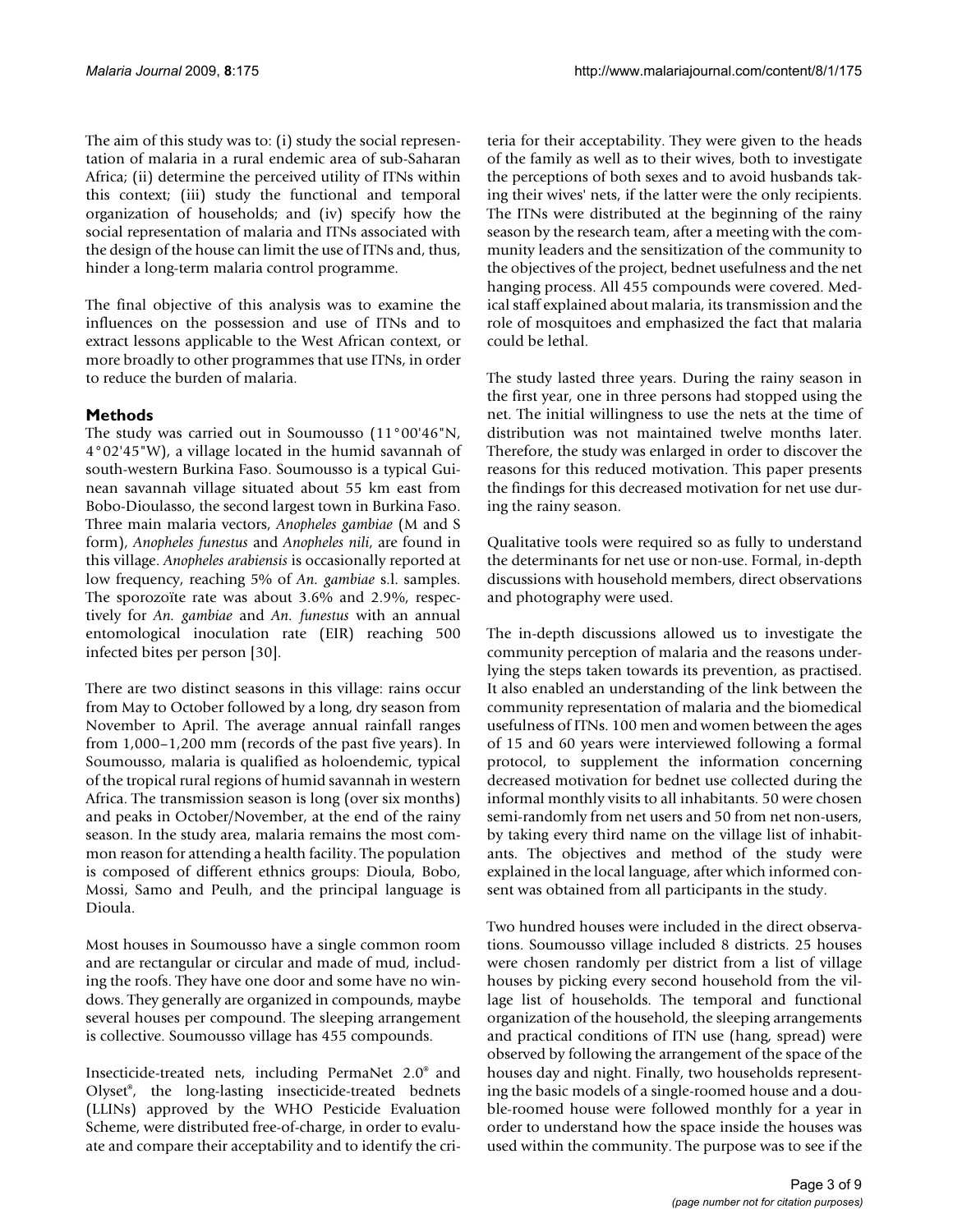The aim of this study was to: (i) study the social representation of malaria in a rural endemic area of sub-Saharan Africa; (ii) determine the perceived utility of ITNs within this context; (iii) study the functional and temporal organization of households; and (iv) specify how the social representation of malaria and ITNs associated with the design of the house can limit the use of ITNs and, thus, hinder a long-term malaria control programme.

The final objective of this analysis was to examine the influences on the possession and use of ITNs and to extract lessons applicable to the West African context, or more broadly to other programmes that use ITNs, in order to reduce the burden of malaria.

## Methods

The study was carried out in Soumousso (11°00'46"N, 4°02'45"W), a village located in the humid savannah of south-western Burkina Faso. Soumousso is a typical Guinean savannah village situated about 55 km east from Bobo-Dioulasso, the second largest town in Burkina Faso. Three main malaria vectors, *Anopheles gambiae* (M and S form), *Anopheles funestus* and *Anopheles nili*, are found in this village. *Anopheles arabiensis* is occasionally reported at low frequency, reaching 5% of *An. gambiae* s.l. samples. The sporozoïte rate was about 3.6% and 2.9%, respectively for *An. gambiae* and *An. funestus* with an annual entomological inoculation rate (EIR) reaching 500 infected bites per person [30].

There are two distinct seasons in this village: rains occur from May to October followed by a long, dry season from November to April. The average annual rainfall ranges from 1,000–1,200 mm (records of the past five years). In Soumousso, malaria is qualified as holoendemic, typical of the tropical rural regions of humid savannah in western Africa. The transmission season is long (over six months) and peaks in October/November, at the end of the rainy season. In the study area, malaria remains the most common reason for attending a health facility. The population is composed of different ethnics groups: Dioula, Bobo, Mossi, Samo and Peulh, and the principal language is Dioula.

Most houses in Soumousso have a single common room and are rectangular or circular and made of mud, including the roofs. They have one door and some have no windows. They generally are organized in compounds, maybe several houses per compound. The sleeping arrangement is collective. Soumousso village has 455 compounds.

Insecticide-treated nets, including PermaNet 2.0® and Olyset®, the long-lasting insecticide-treated bednets (LLINs) approved by the WHO Pesticide Evaluation Scheme, were distributed free-of-charge, in order to evaluate and compare their acceptability and to identify the criteria for their acceptability. They were given to the heads of the family as well as to their wives, both to investigate the perceptions of both sexes and to avoid husbands taking their wives' nets, if the latter were the only recipients. The ITNs were distributed at the beginning of the rainy season by the research team, after a meeting with the community leaders and the sensitization of the community to the objectives of the project, bednet usefulness and the net hanging process. All 455 compounds were covered. Medical staff explained about malaria, its transmission and the role of mosquitoes and emphasized the fact that malaria could be lethal.

The study lasted three years. During the rainy season in the first year, one in three persons had stopped using the net. The initial willingness to use the nets at the time of distribution was not maintained twelve months later. Therefore, the study was enlarged in order to discover the reasons for this reduced motivation. This paper presents the findings for this decreased motivation for net use during the rainy season.

Qualitative tools were required so as fully to understand the determinants for net use or non-use. Formal, in-depth discussions with household members, direct observations and photography were used.

The in-depth discussions allowed us to investigate the community perception of malaria and the reasons underlying the steps taken towards its prevention, as practised. It also enabled an understanding of the link between the community representation of malaria and the biomedical usefulness of ITNs. 100 men and women between the ages of 15 and 60 years were interviewed following a formal protocol, to supplement the information concerning decreased motivation for bednet use collected during the informal monthly visits to all inhabitants. 50 were chosen semi-randomly from net users and 50 from net non-users, by taking every third name on the village list of inhabitants. The objectives and method of the study were explained in the local language, after which informed consent was obtained from all participants in the study.

Two hundred houses were included in the direct observations. Soumousso village included 8 districts. 25 houses were chosen randomly per district from a list of village houses by picking every second household from the village list of households. The temporal and functional organization of the household, the sleeping arrangements and practical conditions of ITN use (hang, spread) were observed by following the arrangement of the space of the houses day and night. Finally, two households representing the basic models of a single-roomed house and a double-roomed house were followed monthly for a year in order to understand how the space inside the houses was used within the community. The purpose was to see if the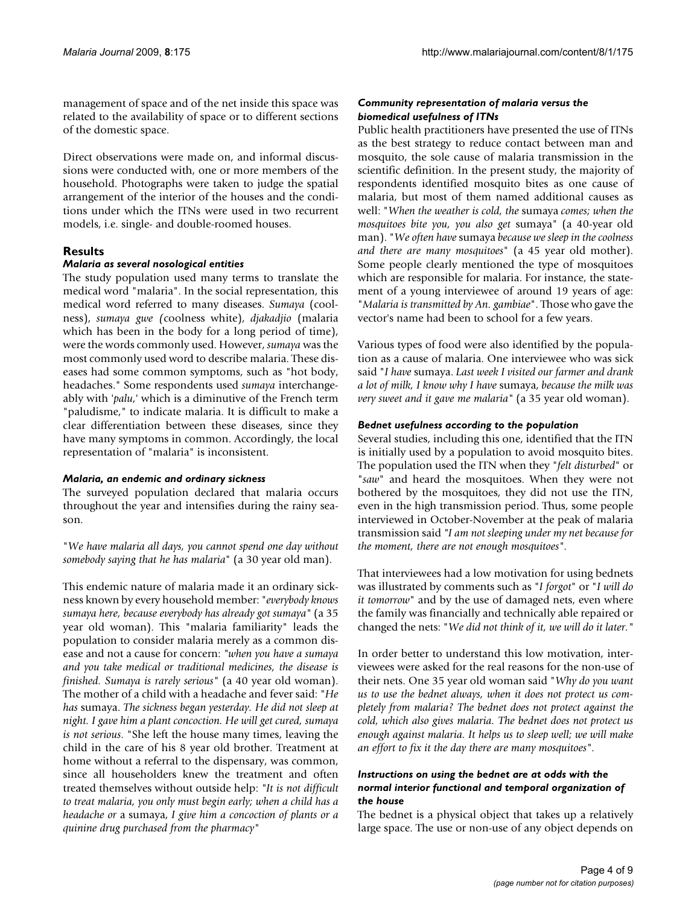management of space and of the net inside this space was related to the availability of space or to different sections of the domestic space.

Direct observations were made on, and informal discussions were conducted with, one or more members of the household. Photographs were taken to judge the spatial arrangement of the interior of the houses and the conditions under which the ITNs were used in two recurrent models, i.e. single- and double-roomed houses.

## Results

### *Malaria as several nosological entities*

The study population used many terms to translate the medical word "malaria". In the social representation, this medical word referred to many diseases. *Sumaya* (coolness), *sumaya gwe (*coolness white), *djakadjio* (malaria which has been in the body for a long period of time), were the words commonly used. However, *sumaya* was the most commonly used word to describe malaria. These diseases had some common symptoms, such as "hot body, headaches." Some respondents used *sumaya* interchangeably with '*palu*,' which is a diminutive of the French term "paludisme," to indicate malaria. It is difficult to make a clear differentiation between these diseases, since they have many symptoms in common. Accordingly, the local representation of "malaria" is inconsistent.

### *Malaria, an endemic and ordinary sickness*

The surveyed population declared that malaria occurs throughout the year and intensifies during the rainy season.

"*We have malaria all days, you cannot spend one day without somebody saying that he has malaria*" (a 30 year old man).

This endemic nature of malaria made it an ordinary sickness known by every household member: "*everybody knows sumaya here, because everybody has already got sumaya*" (a 35 year old woman). This "malaria familiarity" leads the population to consider malaria merely as a common disease and not a cause for concern: "*when you have a sumaya and you take medical or traditional medicines, the disease is finished. Sumaya is rarely serious*" (a 40 year old woman). The mother of a child with a headache and fever said: "*He has* sumaya. *The sickness began yesterday. He did not sleep at night. I gave him a plant concoction. He will get cured, sumaya is not serious.* "She left the house many times, leaving the child in the care of his 8 year old brother. Treatment at home without a referral to the dispensary, was common, since all householders knew the treatment and often treated themselves without outside help: "*It is not difficult to treat malaria, you only must begin early; when a child has a headache or* a sumaya, *I give him a concoction of plants or a quinine drug purchased from the pharmacy*"

### *Community representation of malaria versus the biomedical usefulness of ITNs*

Public health practitioners have presented the use of ITNs as the best strategy to reduce contact between man and mosquito, the sole cause of malaria transmission in the scientific definition. In the present study, the majority of respondents identified mosquito bites as one cause of malaria, but most of them named additional causes as well: "*When the weather is cold, the* sumaya *comes; when the mosquitoes bite you, you also get* sumaya" (a 40-year old man). "*We often have* sumaya *because we sleep in the coolness and there are many mosquitoes*" (a 45 year old mother). Some people clearly mentioned the type of mosquitoes which are responsible for malaria. For instance, the statement of a young interviewee of around 19 years of age: "*Malaria is transmitted by An. gambiae*". Those who gave the vector's name had been to school for a few years.

Various types of food were also identified by the population as a cause of malaria. One interviewee who was sick said "*I have* sumaya. *Last week I visited our farmer and drank a lot of milk, I know why I have* sumaya, *because the milk was very sweet and it gave me malaria*" (a 35 year old woman).

### *Bednet usefulness according to the population*

Several studies, including this one, identified that the ITN is initially used by a population to avoid mosquito bites. The population used the ITN when they "*felt disturbed*" or "*saw*" and heard the mosquitoes. When they were not bothered by the mosquitoes, they did not use the ITN, even in the high transmission period. Thus, some people interviewed in October-November at the peak of malaria transmission said "*I am not sleeping under my net because for the moment, there are not enough mosquitoes*".

That interviewees had a low motivation for using bednets was illustrated by comments such as "*I forgot*" or "*I will do it tomorrow*" and by the use of damaged nets, even where the family was financially and technically able repaired or changed the nets: "*We did not think of it, we will do it later.*"

In order better to understand this low motivation, interviewees were asked for the real reasons for the non-use of their nets. One 35 year old woman said "*Why do you want us to use the bednet always, when it does not protect us completely from malaria? The bednet does not protect against the cold, which also gives malaria. The bednet does not protect us enough against malaria. It helps us to sleep well; we will make an effort to fix it the day there are many mosquitoes*".

### *Instructions on using the bednet are at odds with the normal interior functional and temporal organization of the house*

The bednet is a physical object that takes up a relatively large space. The use or non-use of any object depends on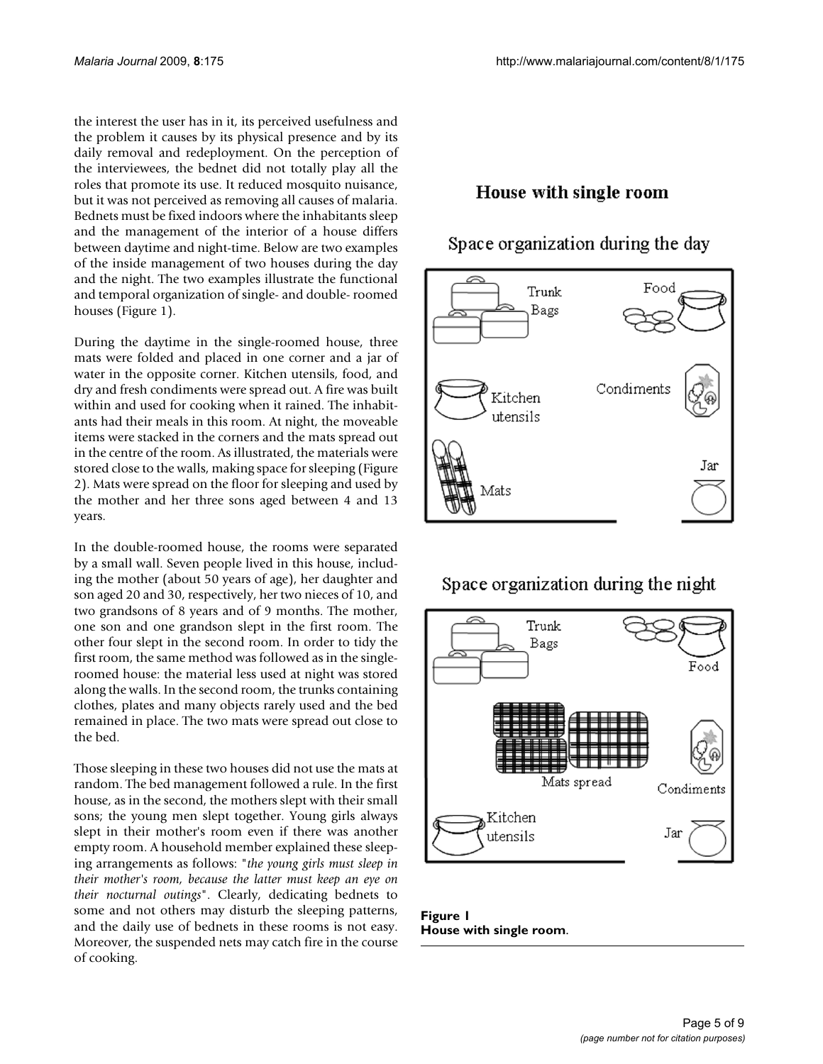the interest the user has in it, its perceived usefulness and the problem it causes by its physical presence and by its daily removal and redeployment. On the perception of the interviewees, the bednet did not totally play all the roles that promote its use. It reduced mosquito nuisance, but it was not perceived as removing all causes of malaria. Bednets must be fixed indoors where the inhabitants sleep and the management of the interior of a house differs between daytime and night-time. Below are two examples of the inside management of two houses during the day and the night. The two examples illustrate the functional and temporal organization of single- and double- roomed houses (Figure 1).

During the daytime in the single-roomed house, three mats were folded and placed in one corner and a jar of water in the opposite corner. Kitchen utensils, food, and dry and fresh condiments were spread out. A fire was built within and used for cooking when it rained. The inhabitants had their meals in this room. At night, the moveable items were stacked in the corners and the mats spread out in the centre of the room. As illustrated, the materials were stored close to the walls, making space for sleeping (Figure 2). Mats were spread on the floor for sleeping and used by the mother and her three sons aged between 4 and 13 years.

In the double-roomed house, the rooms were separated by a small wall. Seven people lived in this house, including the mother (about 50 years of age), her daughter and son aged 20 and 30, respectively, her two nieces of 10, and two grandsons of 8 years and of 9 months. The mother, one son and one grandson slept in the first room. The other four slept in the second room. In order to tidy the first room, the same method was followed as in the single-roomed house: the material less used at night was stored along the walls. In the second room, the trunks containing clothes, plates and many objects rarely used and the bed remained in place. The two mats were spread out close to the bed.

Those sleeping in these two houses did not use the mats at random. The bed management followed a rule. In the first house, as in the second, the mothers slept with their small sons; the young men slept together. Young girls always slept in their mother's room even if there was another empty room. A household member explained these sleeping arrangements as follows: "*the young girls must sleep in their mother's room, because the latter must keep an eye on their nocturnal outings*". Clearly, dedicating bednets to some and not others may disturb the sleeping patterns, and the daily use of bednets in these rooms is not easy. Moreover, the suspended nets may catch fire in the course of cooking.

House with single room

Space organization during the day

Trunk Bags | Food | Kitchen utensils | Condiments | Mats | Jar

Space organization during the night

Trunk Bags | Food | Mats spread | Condiments | Kitchen utensils | Jar

**Figure 1**
**House with single room**.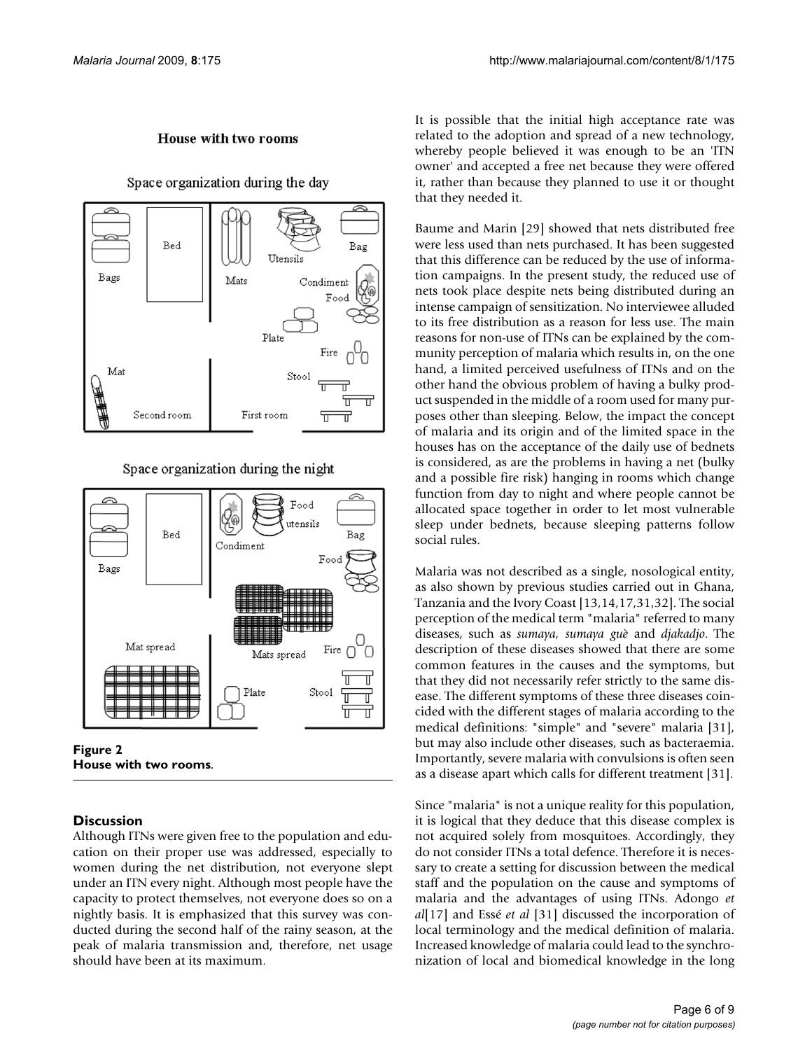**Figure 2**
**House with two rooms**.

## Discussion

Although ITNs were given free to the population and education on their proper use was addressed, especially to women during the net distribution, not everyone slept under an ITN every night. Although most people have the capacity to protect themselves, not everyone does so on a nightly basis. It is emphasized that this survey was conducted during the second half of the rainy season, at the peak of malaria transmission and, therefore, net usage should have been at its maximum.

It is possible that the initial high acceptance rate was related to the adoption and spread of a new technology, whereby people believed it was enough to be an 'ITN owner' and accepted a free net because they were offered it, rather than because they planned to use it or thought that they needed it.

Baume and Marin [29] showed that nets distributed free were less used than nets purchased. It has been suggested that this difference can be reduced by the use of information campaigns. In the present study, the reduced use of nets took place despite nets being distributed during an intense campaign of sensitization. No interviewee alluded to its free distribution as a reason for less use. The main reasons for non-use of ITNs can be explained by the community perception of malaria which results in, on the one hand, a limited perceived usefulness of ITNs and on the other hand the obvious problem of having a bulky product suspended in the middle of a room used for many purposes other than sleeping. Below, the impact the concept of malaria and its origin and of the limited space in the houses has on the acceptance of the daily use of bednets is considered, as are the problems in having a net (bulky and a possible fire risk) hanging in rooms which change function from day to night and where people cannot be allocated space together in order to let most vulnerable sleep under bednets, because sleeping patterns follow social rules.

Malaria was not described as a single, nosological entity, as also shown by previous studies carried out in Ghana, Tanzania and the Ivory Coast [13,14,17,31,32]. The social perception of the medical term "malaria" referred to many diseases, such as *sumaya, sumaya guè* and *djakadjo*. The description of these diseases showed that there are some common features in the causes and the symptoms, but that they did not necessarily refer strictly to the same disease. The different symptoms of these three diseases coincided with the different stages of malaria according to the medical definitions: "simple" and "severe" malaria [31], but may also include other diseases, such as bacteraemia. Importantly, severe malaria with convulsions is often seen as a disease apart which calls for different treatment [31].

Since "malaria" is not a unique reality for this population, it is logical that they deduce that this disease complex is not acquired solely from mosquitoes. Accordingly, they do not consider ITNs a total defence. Therefore it is necessary to create a setting for discussion between the medical staff and the population on the cause and symptoms of malaria and the advantages of using ITNs. Adongo *et al*[17] and Essé *et al* [31] discussed the incorporation of local terminology and the medical definition of malaria. Increased knowledge of malaria could lead to the synchronization of local and biomedical knowledge in the long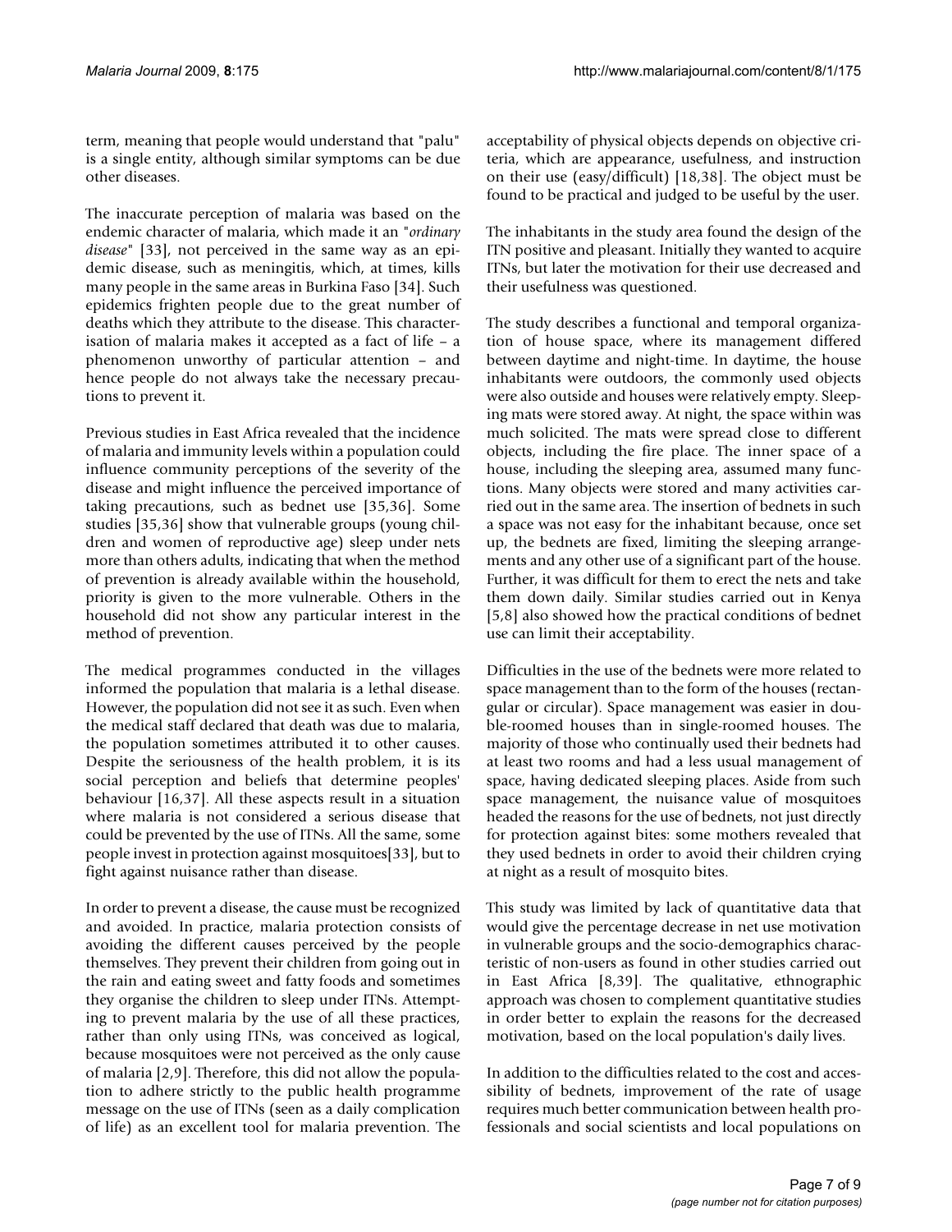term, meaning that people would understand that "palu" is a single entity, although similar symptoms can be due other diseases.

The inaccurate perception of malaria was based on the endemic character of malaria, which made it an "*ordinary disease*" [33], not perceived in the same way as an epidemic disease, such as meningitis, which, at times, kills many people in the same areas in Burkina Faso [34]. Such epidemics frighten people due to the great number of deaths which they attribute to the disease. This characterisation of malaria makes it accepted as a fact of life – a phenomenon unworthy of particular attention – and hence people do not always take the necessary precautions to prevent it.

Previous studies in East Africa revealed that the incidence of malaria and immunity levels within a population could influence community perceptions of the severity of the disease and might influence the perceived importance of taking precautions, such as bednet use [35,36]. Some studies [35,36] show that vulnerable groups (young children and women of reproductive age) sleep under nets more than others adults, indicating that when the method of prevention is already available within the household, priority is given to the more vulnerable. Others in the household did not show any particular interest in the method of prevention.

The medical programmes conducted in the villages informed the population that malaria is a lethal disease. However, the population did not see it as such. Even when the medical staff declared that death was due to malaria, the population sometimes attributed it to other causes. Despite the seriousness of the health problem, it is its social perception and beliefs that determine peoples' behaviour [16,37]. All these aspects result in a situation where malaria is not considered a serious disease that could be prevented by the use of ITNs. All the same, some people invest in protection against mosquitoes[33], but to fight against nuisance rather than disease.

In order to prevent a disease, the cause must be recognized and avoided. In practice, malaria protection consists of avoiding the different causes perceived by the people themselves. They prevent their children from going out in the rain and eating sweet and fatty foods and sometimes they organise the children to sleep under ITNs. Attempting to prevent malaria by the use of all these practices, rather than only using ITNs, was conceived as logical, because mosquitoes were not perceived as the only cause of malaria [2,9]. Therefore, this did not allow the population to adhere strictly to the public health programme message on the use of ITNs (seen as a daily complication of life) as an excellent tool for malaria prevention. The acceptability of physical objects depends on objective criteria, which are appearance, usefulness, and instruction on their use (easy/difficult) [18,38]. The object must be found to be practical and judged to be useful by the user.

The inhabitants in the study area found the design of the ITN positive and pleasant. Initially they wanted to acquire ITNs, but later the motivation for their use decreased and their usefulness was questioned.

The study describes a functional and temporal organization of house space, where its management differed between daytime and night-time. In daytime, the house inhabitants were outdoors, the commonly used objects were also outside and houses were relatively empty. Sleeping mats were stored away. At night, the space within was much solicited. The mats were spread close to different objects, including the fire place. The inner space of a house, including the sleeping area, assumed many functions. Many objects were stored and many activities carried out in the same area. The insertion of bednets in such a space was not easy for the inhabitant because, once set up, the bednets are fixed, limiting the sleeping arrangements and any other use of a significant part of the house. Further, it was difficult for them to erect the nets and take them down daily. Similar studies carried out in Kenya [5,8] also showed how the practical conditions of bednet use can limit their acceptability.

Difficulties in the use of the bednets were more related to space management than to the form of the houses (rectangular or circular). Space management was easier in double-roomed houses than in single-roomed houses. The majority of those who continually used their bednets had at least two rooms and had a less usual management of space, having dedicated sleeping places. Aside from such space management, the nuisance value of mosquitoes headed the reasons for the use of bednets, not just directly for protection against bites: some mothers revealed that they used bednets in order to avoid their children crying at night as a result of mosquito bites.

This study was limited by lack of quantitative data that would give the percentage decrease in net use motivation in vulnerable groups and the socio-demographics characteristic of non-users as found in other studies carried out in East Africa [8,39]. The qualitative, ethnographic approach was chosen to complement quantitative studies in order better to explain the reasons for the decreased motivation, based on the local population's daily lives.

In addition to the difficulties related to the cost and accessibility of bednets, improvement of the rate of usage requires much better communication between health professionals and social scientists and local populations on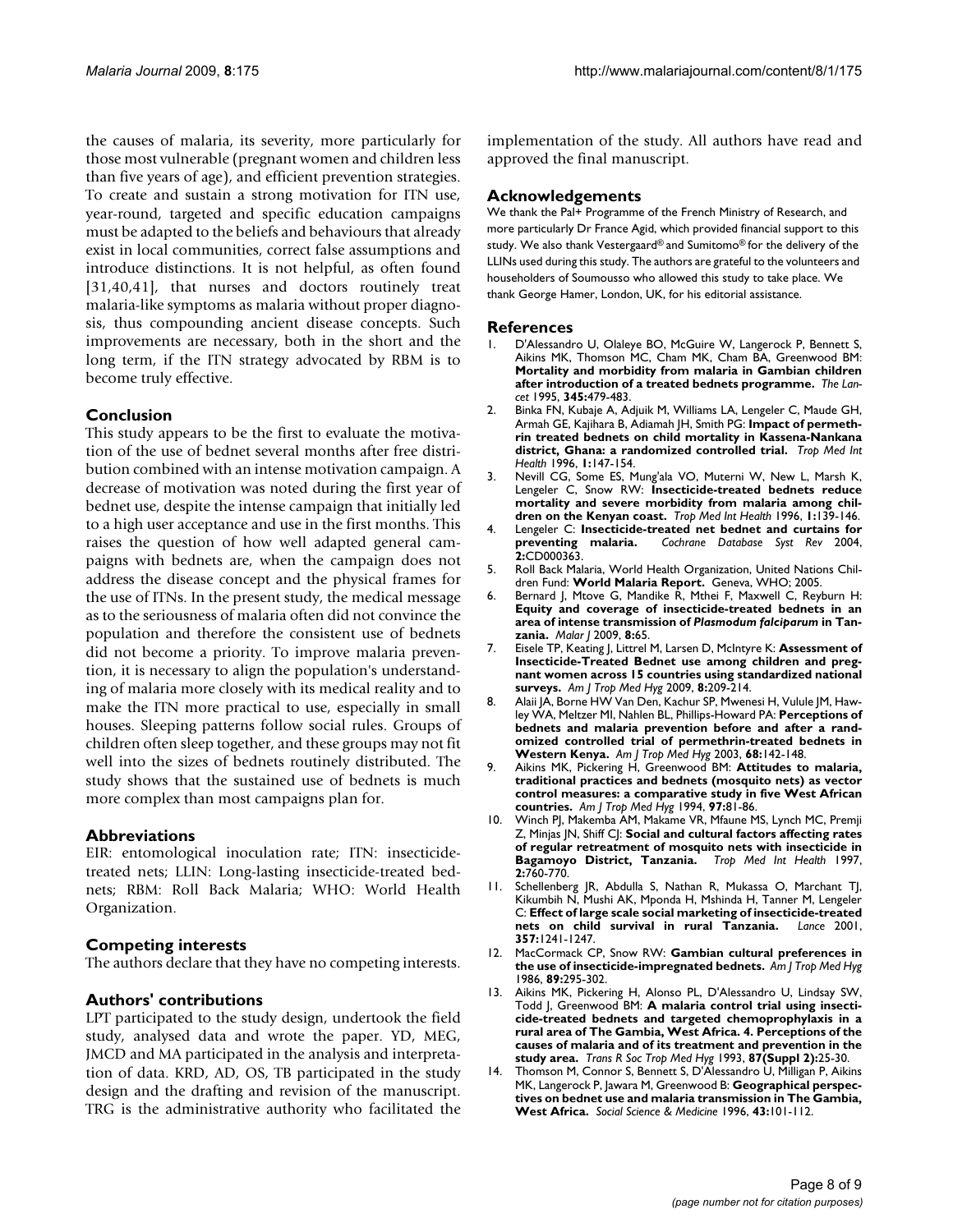the causes of malaria, its severity, more particularly for those most vulnerable (pregnant women and children less than five years of age), and efficient prevention strategies. To create and sustain a strong motivation for ITN use, year-round, targeted and specific education campaigns must be adapted to the beliefs and behaviours that already exist in local communities, correct false assumptions and introduce distinctions. It is not helpful, as often found [31,40,41], that nurses and doctors routinely treat malaria-like symptoms as malaria without proper diagnosis, thus compounding ancient disease concepts. Such improvements are necessary, both in the short and the long term, if the ITN strategy advocated by RBM is to become truly effective.

## Conclusion

This study appears to be the first to evaluate the motivation of the use of bednet several months after free distribution combined with an intense motivation campaign. A decrease of motivation was noted during the first year of bednet use, despite the intense campaign that initially led to a high user acceptance and use in the first months. This raises the question of how well adapted general campaigns with bednets are, when the campaign does not address the disease concept and the physical frames for the use of ITNs. In the present study, the medical message as to the seriousness of malaria often did not convince the population and therefore the consistent use of bednets did not become a priority. To improve malaria prevention, it is necessary to align the population's understanding of malaria more closely with its medical reality and to make the ITN more practical to use, especially in small houses. Sleeping patterns follow social rules. Groups of children often sleep together, and these groups may not fit well into the sizes of bednets routinely distributed. The study shows that the sustained use of bednets is much more complex than most campaigns plan for.

## Abbreviations

EIR: entomological inoculation rate; ITN: insecticide-treated nets; LLIN: Long-lasting insecticide-treated bednets; RBM: Roll Back Malaria; WHO: World Health Organization.

## Competing interests

The authors declare that they have no competing interests.

## Authors' contributions

LPT participated to the study design, undertook the field study, analysed data and wrote the paper. YD, MEG, JMCD and MA participated in the analysis and interpretation of data. KRD, AD, OS, TB participated in the study design and the drafting and revision of the manuscript. TRG is the administrative authority who facilitated the implementation of the study. All authors have read and approved the final manuscript.

## Acknowledgements

We thank the Pal+ Programme of the French Ministry of Research, and more particularly Dr France Agid, which provided financial support to this study. We also thank Vestergaard® and Sumitomo® for the delivery of the LLINs used during this study. The authors are grateful to the volunteers and householders of Soumousso who allowed this study to take place. We thank George Hamer, London, UK, for his editorial assistance.

## References

1. D'Alessandro U, Olaleye BO, McGuire W, Langerock P, Bennett S, Aikins MK, Thomson MC, Cham MK, Cham BA, Greenwood BM: **Mortality and morbidity from malaria in Gambian children after introduction of a treated bednets programme.** *The Lancet* 1995, **345:**479-483.
2. Binka FN, Kubaje A, Adjuik M, Williams LA, Lengeler C, Maude GH, Armah GE, Kajihara B, Adiamah JH, Smith PG: **Impact of permethrin treated bednets on child mortality in Kassena-Nankana district, Ghana: a randomized controlled trial.** *Trop Med Int Health* 1996, **1:**147-154.
3. Nevill CG, Some ES, Mung'ala VO, Muterni W, New L, Marsh K, Lengeler C, Snow RW: **Insecticide-treated bednets reduce mortality and severe morbidity from malaria among children on the Kenyan coast.** *Trop Med Int Health* 1996, **1:**139-146.
4. Lengeler C: **Insecticide-treated net bednet and curtains for preventing malaria.** *Cochrane Database Syst Rev* 2004, **2:**CD000363.
5. Roll Back Malaria, World Health Organization, United Nations Children Fund: **World Malaria Report.** Geneva, WHO; 2005.
6. Bernard J, Mtove G, Mandike R, Mthei F, Maxwell C, Reyburn H: **Equity and coverage of insecticide-treated bednets in an area of intense transmission of *Plasmodum falciparum* in Tanzania.** *Malar J* 2009, **8:**65.
7. Eisele TP, Keating J, Littrel M, Larsen D, McIntyre K: **Assessment of Insecticide-Treated Bednet use among children and pregnant women across 15 countries using standardized national surveys.** *Am J Trop Med Hyg* 2009, **8:**209-214.
8. Alaii JA, Borne HW Van Den, Kachur SP, Mwenesi H, Vulule JM, Hawley WA, Meltzer MI, Nahlen BL, Phillips-Howard PA: **Perceptions of bednets and malaria prevention before and after a randomized controlled trial of permethrin-treated bednets in Western Kenya.** *Am J Trop Med Hyg* 2003, **68:**142-148.
9. Aikins MK, Pickering H, Greenwood BM: **Attitudes to malaria, traditional practices and bednets (mosquito nets) as vector control measures: a comparative study in five West African countries.** *Am J Trop Med Hyg* 1994, **97:**81-86.
10. Winch PJ, Makemba AM, Makame VR, Mfaune MS, Lynch MC, Premji Z, Minjas JN, Shiff CJ: **Social and cultural factors affecting rates of regular retreatment of mosquito nets with insecticide in Bagamoyo District, Tanzania.** *Trop Med Int Health* 1997, **2:**760-770.
11. Schellenberg JR, Abdulla S, Nathan R, Mukassa O, Marchant TJ, Kikumbih N, Mushi AK, Mponda H, Mshinda H, Tanner M, Lengeler C: **Effect of large scale social marketing of insecticide-treated nets on child survival in rural Tanzania.** *Lance* 2001, **357:**1241-1247.
12. MacCormack CP, Snow RW: **Gambian cultural preferences in the use of insecticide-impregnated bednets.** *Am J Trop Med Hyg* 1986, **89:**295-302.
13. Aikins MK, Pickering H, Alonso PL, D'Alessandro U, Lindsay SW, Todd J, Greenwood BM: **A malaria control trial using insecticide-treated bednets and targeted chemoprophylaxis in a rural area of The Gambia, West Africa. 4. Perceptions of the causes of malaria and of its treatment and prevention in the study area.** *Trans R Soc Trop Med Hyg* 1993, **87(Suppl 2):**25-30.
14. Thomson M, Connor S, Bennett S, D'Alessandro U, Milligan P, Aikins MK, Langerock P, Jawara M, Greenwood B: **Geographical perspectives on bednet use and malaria transmission in The Gambia, West Africa.** *Social Science & Medicine* 1996, **43:**101-112.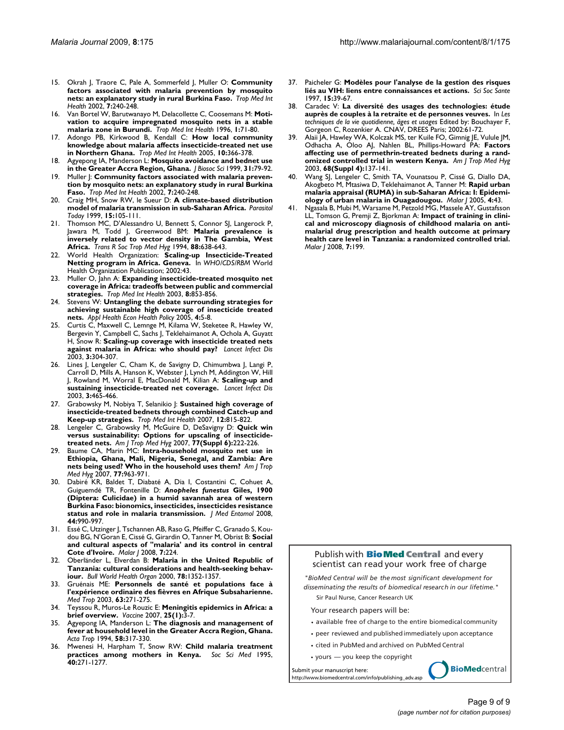15. Okrah J, Traore C, Pale A, Sommerfeld J, Muller O: **Community factors associated with malaria prevention by mosquito nets: an explanatory study in rural Burkina Faso.** *Trop Med Int Health* 2002, **7:**240-248.
16. Van Bortel W, Barutwanayo M, Delacollette C, Coosemans M: **Motivation to acquire impregnated mosquito nets in a stable malaria zone in Burundi.** *Trop Med Int Health* 1996, **1:**71-80.
17. Adongo PB, Kirkwood B, Kendall C: **How local community knowledge about malaria affects insecticide-treated net use in Northern Ghana.** *Trop Med Int Health* 2005, **10:**366-378.
18. Agyepong IA, Manderson L: **Mosquito avoidance and bednet use in the Greater Accra Region, Ghana.** *J Biosoc Sci* 1999, **31:**79-92.
19. Muller J: **Community factors associated with malaria prevention by mosquito nets: an explanatory study in rural Burkina Faso.** *Trop Med Int Health* 2002, **7:**240-248.
20. Craig MH, Snow RW, le Sueur D: **A climate-based distribution model of malaria transmission in sub-Saharan Africa.** *Parasitol Today* 1999, **15:**105-111.
21. Thomson MC, D'Alessandro U, Bennett S, Connor SJ, Langerock P, Jawara M, Todd J, Greenwood BM: **Malaria prevalence is inversely related to vector density in The Gambia, West Africa.** *Trans R Soc Trop Med Hyg* 1994, **88:**638-643.
22. World Health Organization: **Scaling-up Insecticide-Treated Netting program in Africa. Geneva.** In *WHO/CDS/RBM* World Health Organization Publication; 2002:43.
23. Muller O, Jahn A: **Expanding insecticide-treated mosquito net coverage in Africa: tradeoffs between public and commercial strategies.** *Trop Med Int Health* 2003, **8:**853-856.
24. Stevens W: **Untangling the debate surrounding strategies for achieving sustainable high coverage of insecticide treated nets.** *Appl Health Econ Health Policy* 2005, **4:**5-8.
25. Curtis C, Maxwell C, Lemnge M, Kilama W, Steketee R, Hawley W, Bergevin Y, Campbell C, Sachs J, Teklehaimanot A, Ochola A, Guyatt H, Snow R: **Scaling-up coverage with insecticide treated nets against malaria in Africa: who should pay?** *Lancet Infect Dis* 2003, **3:**304-307.
26. Lines J, Lengeler C, Cham K, de Savigny D, Chimumbwa J, Langi P, Carroll D, Mills A, Hanson K, Webster J, Lynch M, Addington W, Hill J, Rowland M, Worral E, MacDonald M, Kilian A: **Scaling-up and sustaining insecticide-treated net coverage.** *Lancet Infect Dis* 2003, **3:**465-466.
27. Grabowsky M, Nobiya T, Selanikio J: **Sustained high coverage of insecticide-treated bednets through combined Catch-up and Keep-up strategies.** *Trop Med Int Health* 2007, **12:**815-822.
28. Lengeler C, Grabowsky M, McGuire D, DeSavigny D: **Quick win versus sustainability: Options for upscaling of insecticide-treated nets.** *Am J Trop Med Hyg* 2007, **77(Suppl 6):**222-226.
29. Baume CA, Marin MC: **Intra-household mosquito net use in Ethiopia, Ghana, Mali, Nigeria, Senegal, and Zambia: Are nets being used? Who in the household uses them?** *Am J Trop Med Hyg* 2007, **77:**963-971.
30. Dabiré KR, Baldet T, Diabaté A, Dia I, Costantini C, Cohuet A, Guiguemdé TR, Fontenille D: ***Anopheles funestus* Giles, 1900 (Diptera: Culicidae) in a humid savannah area of western Burkina Faso: bionomics, insecticides, insecticides resistance status and role in malaria transmission.** *J Med Entomol* 2008, **44:**990-997.
31. Essé C, Utzinger J, Tschannen AB, Raso G, Pfeiffer C, Granado S, Koudou BG, N'Goran E, Cissé G, Girardin O, Tanner M, Obrist B: **Social and cultural aspects of "malaria' and its control in central Cote d'Ivoire.** *Malar J* 2008, **7:**224.
32. Oberländer L, Elverdan B: **Malaria in the United Republic of Tanzania: cultural considerations and health-seeking behaviour.** *Bull World Health Organ* 2000, **78:**1352-1357.
33. Gruénais ME: **Personnels de santé et populations face à l'expérience ordinaire des fièvres en Afrique Subsaharienne.** *Med Trop* 2003, **63:**271-275.
34. Teyssou R, Muros-Le Rouzic E: **Meningitis epidemics in Africa: a brief overview.** *Vaccine* 2007, **25(1):**3-7.
35. Agyepong IA, Manderson L: **The diagnosis and management of fever at household level in the Greater Accra Region, Ghana.** *Acta Trop* 1994, **58:**317-330.
36. Mwenesi H, Harpham T, Snow RW: **Child malaria treatment practices among mothers in Kenya.** *Soc Sci Med* 1995, **40:**271-1277.
37. Paicheler G: **Modèles pour l'analyse de la gestion des risques liés au VIH: liens entre connaissances et actions.** *Sci Soc Sante* 1997, **15:**39-67.
38. Caradec V: **La diversité des usages des technologies: étude auprès de couples à la retraite et de personnes veuves.** In *Les techniques de la vie quotidienne, âges et usages* Edited by: Bouchayer F, Gorgeon C, Rozenkier A. CNAV, DREES Paris; 2002:61-72.
39. Alaii JA, Hawley WA, Kolczak MS, ter Kuile FO, Gimnig JE, Vulule JM, Odhacha A, Oloo AJ, Nahlen BL, Phillips-Howard PA: **Factors affecting use of permethrin-treated bednets during a randomized controlled trial in western Kenya.** *Am J Trop Med Hyg* 2003, **68(Suppl 4):**137-141.
40. Wang SJ, Lengeler C, Smith TA, Vounatsou P, Cissé G, Diallo DA, Akogbeto M, Mtasiwa D, Teklehaimanot A, Tanner M: **Rapid urban malaria appraisal (RUMA) in sub-Saharan Africa: I: Epidemiology of urban malaria in Ouagadougou.** *Malar J* 2005, **4:**43.
41. Ngasala B, Mubi M, Warsame M, Petzold MG, Massele AY, Gustafsson LL, Tomson G, Premji Z, Bjorkman A: **Impact of training in clinical and microscopy diagnosis of childhood malaria on antimalarial drug prescription and health outcome at primary health care level in Tanzania: a randomized controlled trial.** *Malar J* 2008, **7:**199.

Publish with **BioMed Central** and every scientist can read your work free of charge

*"BioMed Central will be the most significant development for disseminating the results of biomedical research in our lifetime."*
Sir Paul Nurse, Cancer Research UK

Your research papers will be:

- available free of charge to the entire biomedical community
- peer reviewed and published immediately upon acceptance
- cited in PubMed and archived on PubMed Central
- yours — you keep the copyright

Submit your manuscript here:
http://www.biomedcentral.com/info/publishing_adv.asp

BioMedcentral